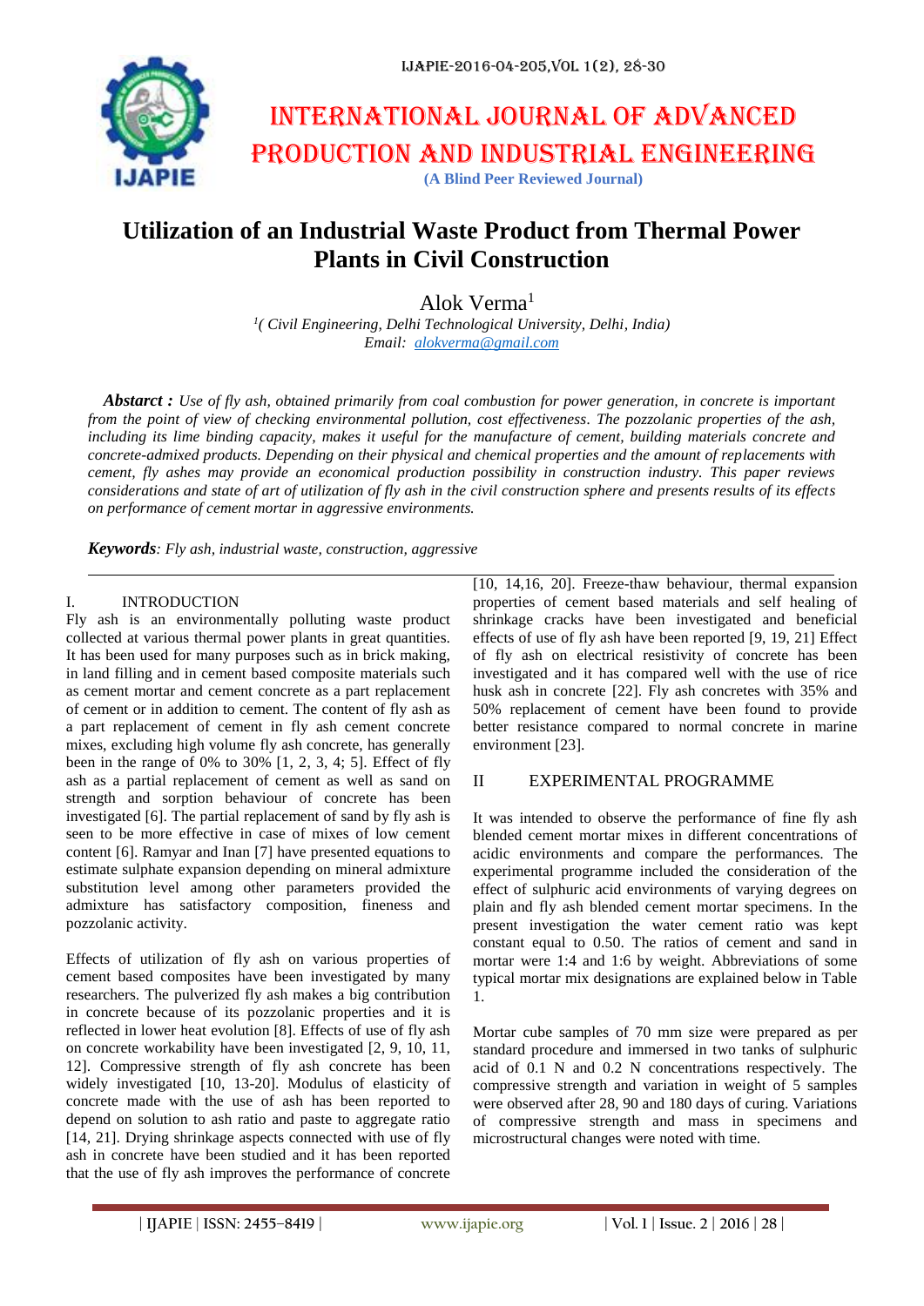# INTERNATIONAL JOURNAL OF ADVANCED PRODUCTION AND INDUSTRIAL ENGINEERING

**(A Blind Peer Reviewed Journal)**

# Utilization of an Industrial Waste Product from Thermal Power Plants in Civil Construction

Alok Verma[1]

[1]*( Civil Engineering, Delhi Technological University, Delhi, India)*
*Email: alokverma@gmail.com*

***Abstarct :*** *Use of fly ash, obtained primarily from coal combustion for power generation, in concrete is important from the point of view of checking environmental pollution, cost effectiveness. The pozzolanic properties of the ash, including its lime binding capacity, makes it useful for the manufacture of cement, building materials concrete and concrete-admixed products. Depending on their physical and chemical properties and the amount of replacements with cement, fly ashes may provide an economical production possibility in construction industry. This paper reviews considerations and state of art of utilization of fly ash in the civil construction sphere and presents results of its effects on performance of cement mortar in aggressive environments.*

***Keywords****: Fly ash, industrial waste, construction, aggressive*

## I. INTRODUCTION

Fly ash is an environmentally polluting waste product collected at various thermal power plants in great quantities. It has been used for many purposes such as in brick making, in land filling and in cement based composite materials such as cement mortar and cement concrete as a part replacement of cement or in addition to cement. The content of fly ash as a part replacement of cement in fly ash cement concrete mixes, excluding high volume fly ash concrete, has generally been in the range of 0% to 30% [1, 2, 3, 4; 5]. Effect of fly ash as a partial replacement of cement as well as sand on strength and sorption behaviour of concrete has been investigated [6]. The partial replacement of sand by fly ash is seen to be more effective in case of mixes of low cement content [6]. Ramyar and Inan [7] have presented equations to estimate sulphate expansion depending on mineral admixture substitution level among other parameters provided the admixture has satisfactory composition, fineness and pozzolanic activity.

Effects of utilization of fly ash on various properties of cement based composites have been investigated by many researchers. The pulverized fly ash makes a big contribution in concrete because of its pozzolanic properties and it is reflected in lower heat evolution [8]. Effects of use of fly ash on concrete workability have been investigated [2, 9, 10, 11, 12]. Compressive strength of fly ash concrete has been widely investigated [10, 13-20]. Modulus of elasticity of concrete made with the use of ash has been reported to depend on solution to ash ratio and paste to aggregate ratio [14, 21]. Drying shrinkage aspects connected with use of fly ash in concrete have been studied and it has been reported that the use of fly ash improves the performance of concrete [10, 14,16, 20]. Freeze-thaw behaviour, thermal expansion properties of cement based materials and self healing of shrinkage cracks have been investigated and beneficial effects of use of fly ash have been reported [9, 19, 21] Effect of fly ash on electrical resistivity of concrete has been investigated and it has compared well with the use of rice husk ash in concrete [22]. Fly ash concretes with 35% and 50% replacement of cement have been found to provide better resistance compared to normal concrete in marine environment [23].

## II EXPERIMENTAL PROGRAMME

It was intended to observe the performance of fine fly ash blended cement mortar mixes in different concentrations of acidic environments and compare the performances. The experimental programme included the consideration of the effect of sulphuric acid environments of varying degrees on plain and fly ash blended cement mortar specimens. In the present investigation the water cement ratio was kept constant equal to 0.50. The ratios of cement and sand in mortar were 1:4 and 1:6 by weight. Abbreviations of some typical mortar mix designations are explained below in Table 1.

Mortar cube samples of 70 mm size were prepared as per standard procedure and immersed in two tanks of sulphuric acid of 0.1 N and 0.2 N concentrations respectively. The compressive strength and variation in weight of 5 samples were observed after 28, 90 and 180 days of curing. Variations of compressive strength and mass in specimens and microstructural changes were noted with time.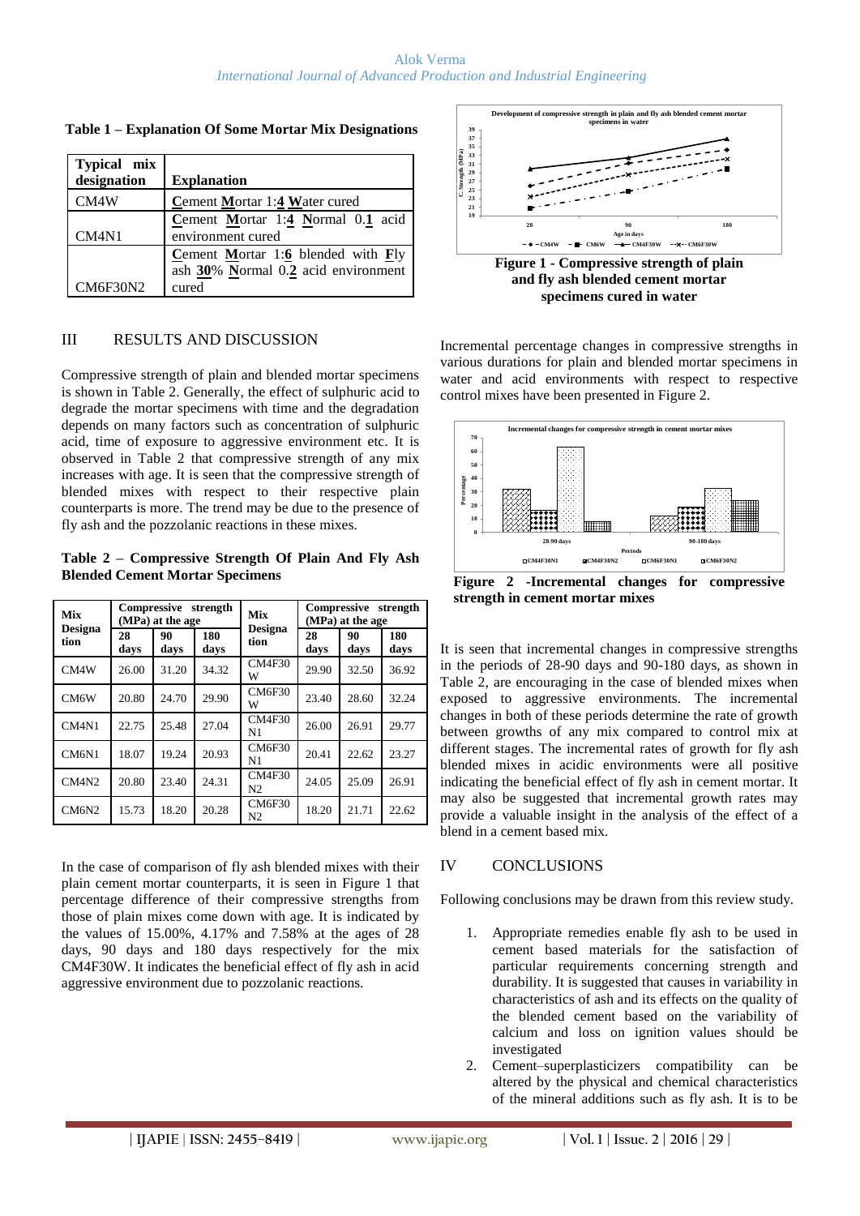**Table 1 – Explanation Of Some Mortar Mix Designations**

| Typical mix designation | Explanation |
|---|---|
| CM4W | **C**ement **M**ortar 1:**4** **W**ater cured |
| CM4N1 | **C**ement **M**ortar 1:**4** **N**ormal 0.**1** acid environment cured |
| CM6F30N2 | **C**ement **M**ortar 1:**6** blended with **F**ly ash **30**% **N**ormal 0.**2** acid environment cured |

## III RESULTS AND DISCUSSION

Compressive strength of plain and blended mortar specimens is shown in Table 2. Generally, the effect of sulphuric acid to degrade the mortar specimens with time and the degradation depends on many factors such as concentration of sulphuric acid, time of exposure to aggressive environment etc. It is observed in Table 2 that compressive strength of any mix increases with age. It is seen that the compressive strength of blended mixes with respect to their respective plain counterparts is more. The trend may be due to the presence of fly ash and the pozzolanic reactions in these mixes.

**Table 2 – Compressive Strength Of Plain And Fly Ash Blended Cement Mortar Specimens**

| Mix Designation | Compressive strength (MPa) at the age | | | Mix Designation | Compressive strength (MPa) at the age | | |
|---|---|---|---|---|---|---|---|
| | 28 days | 90 days | 180 days | | 28 days | 90 days | 180 days |
| CM4W | 26.00 | 31.20 | 34.32 | CM4F30W | 29.90 | 32.50 | 36.92 |
| CM6W | 20.80 | 24.70 | 29.90 | CM6F30W | 23.40 | 28.60 | 32.24 |
| CM4N1 | 22.75 | 25.48 | 27.04 | CM4F30N1 | 26.00 | 26.91 | 29.77 |
| CM6N1 | 18.07 | 19.24 | 20.93 | CM6F30N1 | 20.41 | 22.62 | 23.27 |
| CM4N2 | 20.80 | 23.40 | 24.31 | CM4F30N2 | 24.05 | 25.09 | 26.91 |
| CM6N2 | 15.73 | 18.20 | 20.28 | CM6F30N2 | 18.20 | 21.71 | 22.62 |

In the case of comparison of fly ash blended mixes with their plain cement mortar counterparts, it is seen in Figure 1 that percentage difference of their compressive strengths from those of plain mixes come down with age. It is indicated by the values of 15.00%, 4.17% and 7.58% at the ages of 28 days, 90 days and 180 days respectively for the mix CM4F30W. It indicates the beneficial effect of fly ash in acid aggressive environment due to pozzolanic reactions.

**Figure 1 - Compressive strength of plain and fly ash blended cement mortar specimens cured in water**

Incremental percentage changes in compressive strengths in various durations for plain and blended mortar specimens in water and acid environments with respect to respective control mixes have been presented in Figure 2.

**Figure 2 -Incremental changes for compressive strength in cement mortar mixes**

It is seen that incremental changes in compressive strengths in the periods of 28-90 days and 90-180 days, as shown in Table 2, are encouraging in the case of blended mixes when exposed to aggressive environments. The incremental changes in both of these periods determine the rate of growth between growths of any mix compared to control mix at different stages. The incremental rates of growth for fly ash blended mixes in acidic environments were all positive indicating the beneficial effect of fly ash in cement mortar. It may also be suggested that incremental growth rates may provide a valuable insight in the analysis of the effect of a blend in a cement based mix.

## IV CONCLUSIONS

Following conclusions may be drawn from this review study.

1. Appropriate remedies enable fly ash to be used in cement based materials for the satisfaction of particular requirements concerning strength and durability. It is suggested that causes in variability in characteristics of ash and its effects on the quality of the blended cement based on the variability of calcium and loss on ignition values should be investigated
2. Cement–superplasticizers compatibility can be altered by the physical and chemical characteristics of the mineral additions such as fly ash. It is to be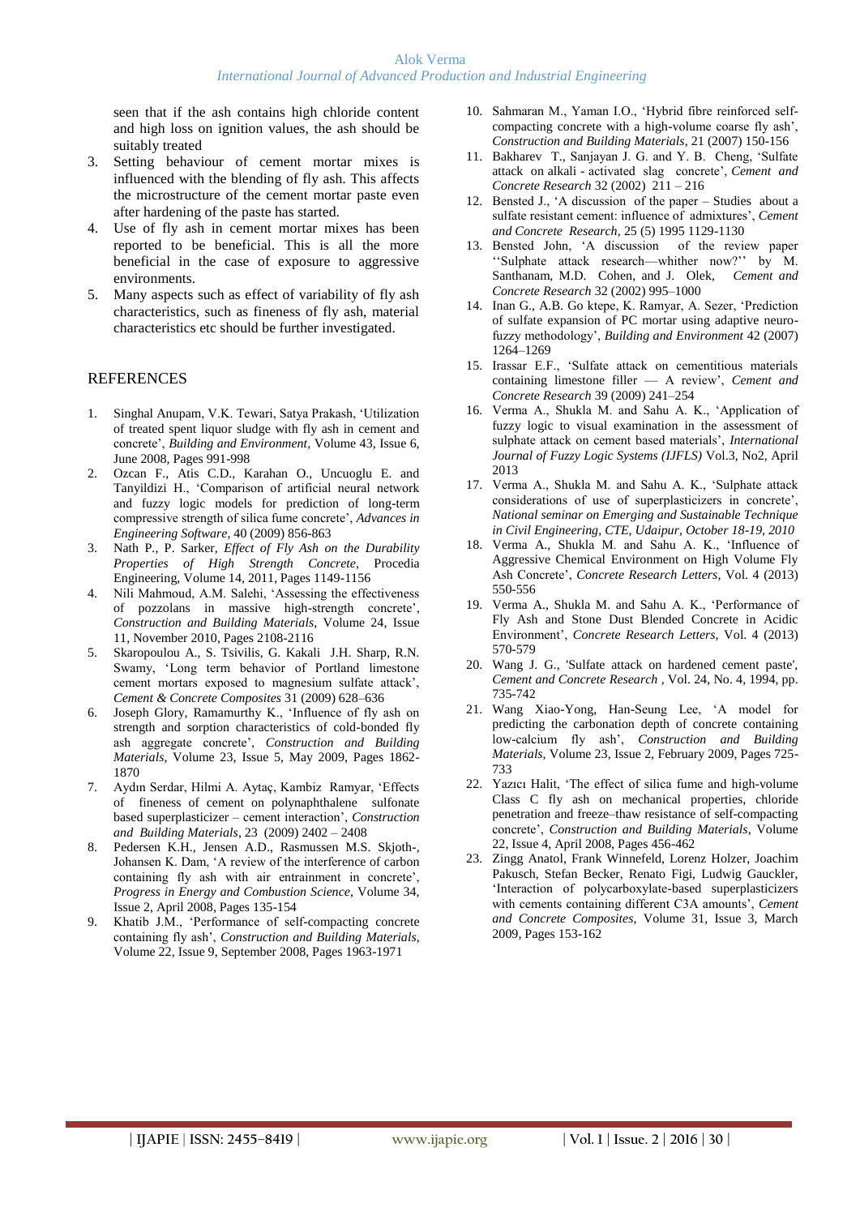seen that if the ash contains high chloride content and high loss on ignition values, the ash should be suitably treated

3. Setting behaviour of cement mortar mixes is influenced with the blending of fly ash. This affects the microstructure of the cement mortar paste even after hardening of the paste has started.
4. Use of fly ash in cement mortar mixes has been reported to be beneficial. This is all the more beneficial in the case of exposure to aggressive environments.
5. Many aspects such as effect of variability of fly ash characteristics, such as fineness of fly ash, material characteristics etc should be further investigated.

## REFERENCES

1. Singhal Anupam, V.K. Tewari, Satya Prakash, 'Utilization of treated spent liquor sludge with fly ash in cement and concrete', *Building and Environment*, Volume 43, Issue 6, June 2008, Pages 991-998
2. Ozcan F., Atis C.D., Karahan O., Uncuoglu E. and Tanyildizi H., 'Comparison of artificial neural network and fuzzy logic models for prediction of long-term compressive strength of silica fume concrete', *Advances in Engineering Software*, 40 (2009) 856-863
3. Nath P., P. Sarker, *Effect of Fly Ash on the Durability Properties of High Strength Concrete*, Procedia Engineering, Volume 14, 2011, Pages 1149-1156
4. Nili Mahmoud, A.M. Salehi, 'Assessing the effectiveness of pozzolans in massive high-strength concrete', *Construction and Building Materials*, Volume 24, Issue 11, November 2010, Pages 2108-2116
5. Skaropoulou A., S. Tsivilis, G. Kakali J.H. Sharp, R.N. Swamy, 'Long term behavior of Portland limestone cement mortars exposed to magnesium sulfate attack', *Cement & Concrete Composites* 31 (2009) 628–636
6. Joseph Glory, Ramamurthy K., 'Influence of fly ash on strength and sorption characteristics of cold-bonded fly ash aggregate concrete', *Construction and Building Materials*, Volume 23, Issue 5, May 2009, Pages 1862-1870
7. Aydın Serdar, Hilmi A. Aytaç, Kambiz Ramyar, 'Effects of fineness of cement on polynaphthalene sulfonate based superplasticizer – cement interaction', *Construction and Building Materials*, 23 (2009) 2402 – 2408
8. Pedersen K.H., Jensen A.D., Rasmussen M.S. Skjoth-, Johansen K. Dam, 'A review of the interference of carbon containing fly ash with air entrainment in concrete', *Progress in Energy and Combustion Science*, Volume 34, Issue 2, April 2008, Pages 135-154
9. Khatib J.M., 'Performance of self-compacting concrete containing fly ash', *Construction and Building Materials*, Volume 22, Issue 9, September 2008, Pages 1963-1971
10. Sahmaran M., Yaman I.O., 'Hybrid fibre reinforced self-compacting concrete with a high-volume coarse fly ash', *Construction and Building Materials*, 21 (2007) 150-156
11. Bakharev T., Sanjayan J. G. and Y. B. Cheng, 'Sulfate attack on alkali - activated slag concrete', *Cement and Concrete Research* 32 (2002) 211 – 216
12. Bensted J., 'A discussion of the paper – Studies about a sulfate resistant cement: influence of admixtures', *Cement and Concrete Research*, 25 (5) 1995 1129-1130
13. Bensted John, 'A discussion of the review paper ''Sulphate attack research—whither now?'' by M. Santhanam, M.D. Cohen, and J. Olek, *Cement and Concrete Research* 32 (2002) 995–1000
14. Inan G., A.B. Go ktepe, K. Ramyar, A. Sezer, 'Prediction of sulfate expansion of PC mortar using adaptive neuro-fuzzy methodology', *Building and Environment* 42 (2007) 1264–1269
15. Irassar E.F., 'Sulfate attack on cementitious materials containing limestone filler — A review', *Cement and Concrete Research* 39 (2009) 241–254
16. Verma A., Shukla M. and Sahu A. K., 'Application of fuzzy logic to visual examination in the assessment of sulphate attack on cement based materials', *International Journal of Fuzzy Logic Systems (IJFLS)* Vol.3, No2, April 2013
17. Verma A., Shukla M. and Sahu A. K., 'Sulphate attack considerations of use of superplasticizers in concrete', *National seminar on Emerging and Sustainable Technique in Civil Engineering, CTE, Udaipur, October 18-19, 2010*
18. Verma A., Shukla M. and Sahu A. K., 'Influence of Aggressive Chemical Environment on High Volume Fly Ash Concrete', *Concrete Research Letters*, Vol. 4 (2013) 550-556
19. Verma A., Shukla M. and Sahu A. K., 'Performance of Fly Ash and Stone Dust Blended Concrete in Acidic Environment', *Concrete Research Letters*, Vol. 4 (2013) 570-579
20. Wang J. G., 'Sulfate attack on hardened cement paste', *Cement and Concrete Research* , Vol. 24, No. 4, 1994, pp. 735-742
21. Wang Xiao-Yong, Han-Seung Lee, 'A model for predicting the carbonation depth of concrete containing low-calcium fly ash', *Construction and Building Materials*, Volume 23, Issue 2, February 2009, Pages 725-733
22. Yazıcı Halit, 'The effect of silica fume and high-volume Class C fly ash on mechanical properties, chloride penetration and freeze–thaw resistance of self-compacting concrete', *Construction and Building Materials*, Volume 22, Issue 4, April 2008, Pages 456-462
23. Zingg Anatol, Frank Winnefeld, Lorenz Holzer, Joachim Pakusch, Stefan Becker, Renato Figi, Ludwig Gauckler, 'Interaction of polycarboxylate-based superplasticizers with cements containing different C3A amounts', *Cement and Concrete Composites*, Volume 31, Issue 3, March 2009, Pages 153-162